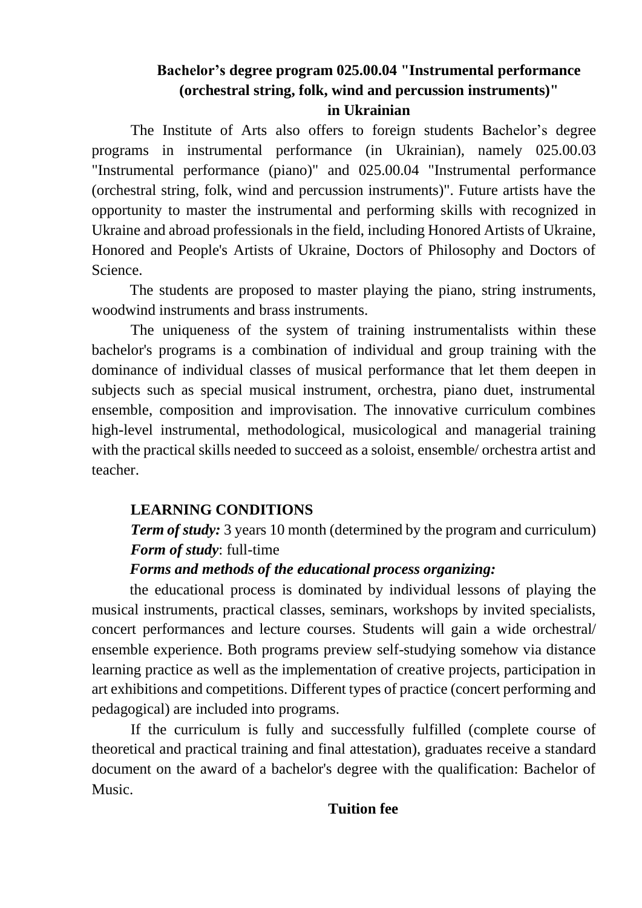# Bachelor's degree program 025.00.04 "Instrumental performance (orchestral string, folk, wind and percussion instruments)" in Ukrainian

The Institute of Arts also offers to foreign students Bachelor's degree programs in instrumental performance (in Ukrainian), namely 025.00.03 "Instrumental performance (piano)" and 025.00.04 "Instrumental performance (orchestral string, folk, wind and percussion instruments)". Future artists have the opportunity to master the instrumental and performing skills with recognized in Ukraine and abroad professionals in the field, including Honored Artists of Ukraine, Honored and People's Artists of Ukraine, Doctors of Philosophy and Doctors of Science.

The students are proposed to master playing the piano, string instruments, woodwind instruments and brass instruments.

The uniqueness of the system of training instrumentalists within these bachelor's programs is a combination of individual and group training with the dominance of individual classes of musical performance that let them deepen in subjects such as special musical instrument, orchestra, piano duet, instrumental ensemble, composition and improvisation. The innovative curriculum combines high-level instrumental, methodological, musicological and managerial training with the practical skills needed to succeed as a soloist, ensemble/ orchestra artist and teacher.

## LEARNING CONDITIONS

***Term of study:*** 3 years 10 month (determined by the program and curriculum)

***Form of study***: full-time

***Forms and methods of the educational process organizing:***

the educational process is dominated by individual lessons of playing the musical instruments, practical classes, seminars, workshops by invited specialists, concert performances and lecture courses. Students will gain a wide orchestral/ ensemble experience. Both programs preview self-studying somehow via distance learning practice as well as the implementation of creative projects, participation in art exhibitions and competitions. Different types of practice (concert performing and pedagogical) are included into programs.

If the curriculum is fully and successfully fulfilled (complete course of theoretical and practical training and final attestation), graduates receive a standard document on the award of a bachelor's degree with the qualification: Bachelor of Music.

## Tuition fee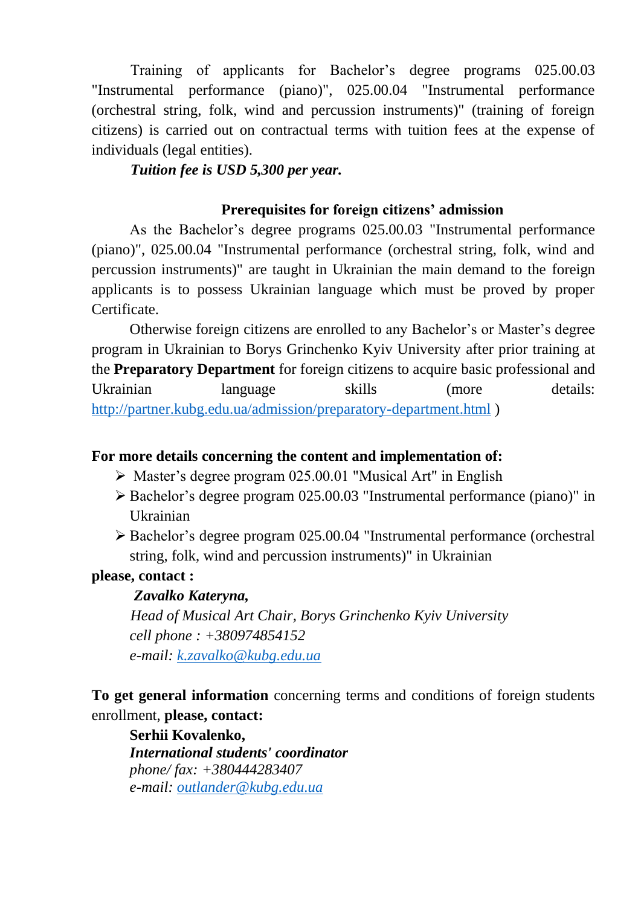Training of applicants for Bachelor's degree programs 025.00.03 "Instrumental performance (piano)", 025.00.04 "Instrumental performance (orchestral string, folk, wind and percussion instruments)" (training of foreign citizens) is carried out on contractual terms with tuition fees at the expense of individuals (legal entities).

***Tuition fee is USD 5,300 per year.***

**Prerequisites for foreign citizens' admission**

As the Bachelor's degree programs 025.00.03 "Instrumental performance (piano)", 025.00.04 "Instrumental performance (orchestral string, folk, wind and percussion instruments)" are taught in Ukrainian the main demand to the foreign applicants is to possess Ukrainian language which must be proved by proper Certificate.

Otherwise foreign citizens are enrolled to any Bachelor's or Master's degree program in Ukrainian to Borys Grinchenko Kyiv University after prior training at the **Preparatory Department** for foreign citizens to acquire basic professional and Ukrainian language skills (more details: http://partner.kubg.edu.ua/admission/preparatory-department.html )

**For more details concerning the content and implementation of:**

- Master's degree program 025.00.01 "Musical Art" in English
- Bachelor's degree program 025.00.03 "Instrumental performance (piano)" in Ukrainian
- Bachelor's degree program 025.00.04 "Instrumental performance (orchestral string, folk, wind and percussion instruments)" in Ukrainian

**please, contact :**

***Zavalko Kateryna,***
*Head of Musical Art Chair, Borys Grinchenko Kyiv University*
*cell phone : +380974854152*
*e-mail: k.zavalko@kubg.edu.ua*

**To get general information** concerning terms and conditions of foreign students enrollment, **please, contact:**

**Serhii Kovalenko,**
***International students' coordinator***
*phone/ fax: +380444283407*
*e-mail: outlander@kubg.edu.ua*